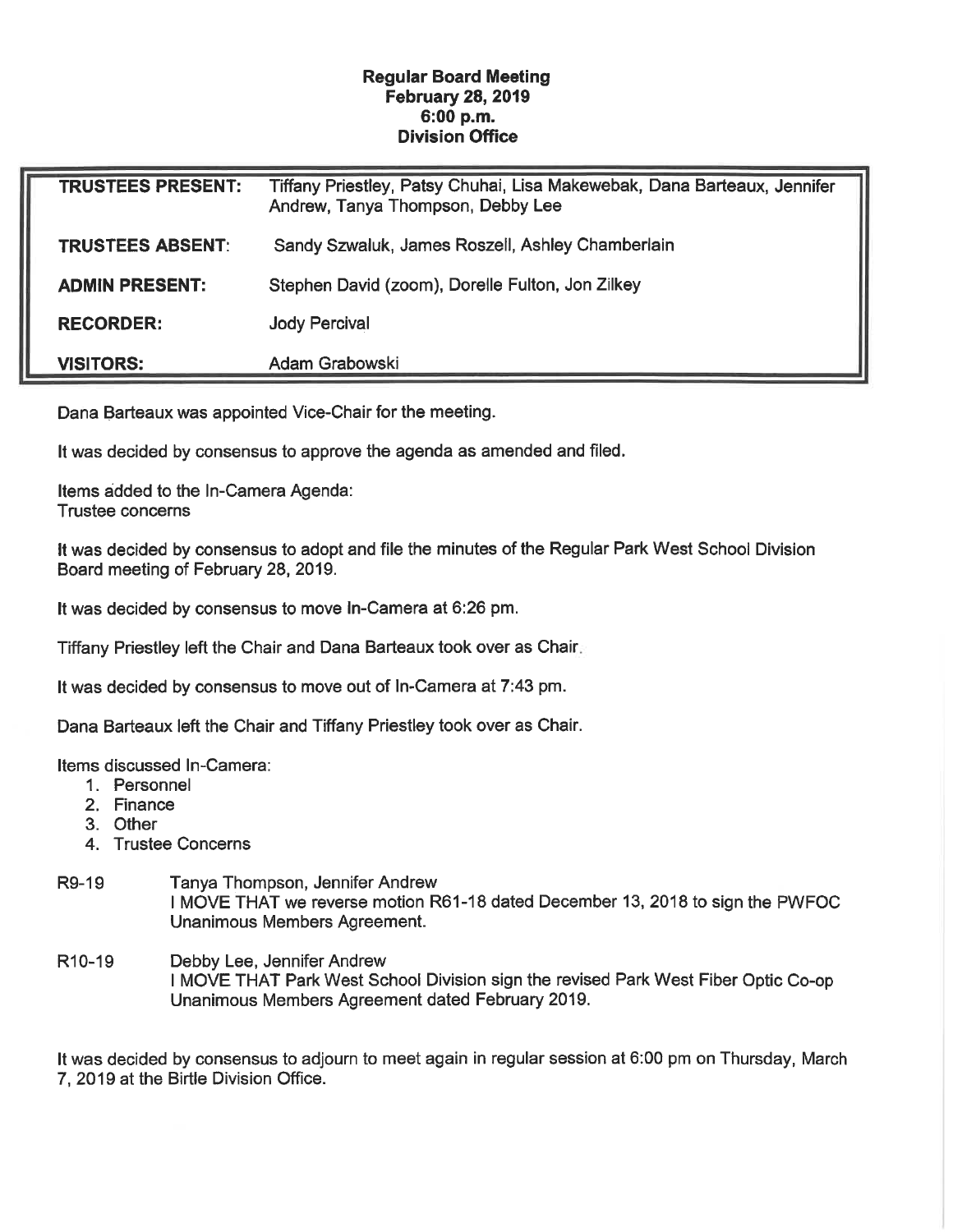**Regular Board Meeting**
**February 28, 2019**
**6:00 p.m.**
**Division Office**

| | |
|---|---|
| **TRUSTEES PRESENT:** | Tiffany Priestley, Patsy Chuhai, Lisa Makewebak, Dana Barteaux, Jennifer Andrew, Tanya Thompson, Debby Lee |
| **TRUSTEES ABSENT:** | Sandy Szwaluk, James Roszell, Ashley Chamberlain |
| **ADMIN PRESENT:** | Stephen David (zoom), Dorelle Fulton, Jon Zilkey |
| **RECORDER:** | Jody Percival |
| **VISITORS:** | Adam Grabowski |

Dana Barteaux was appointed Vice-Chair for the meeting.

It was decided by consensus to approve the agenda as amended and filed.

Items added to the In-Camera Agenda:
Trustee concerns

It was decided by consensus to adopt and file the minutes of the Regular Park West School Division Board meeting of February 28, 2019.

It was decided by consensus to move In-Camera at 6:26 pm.

Tiffany Priestley left the Chair and Dana Barteaux took over as Chair.

It was decided by consensus to move out of In-Camera at 7:43 pm.

Dana Barteaux left the Chair and Tiffany Priestley took over as Chair.

Items discussed In-Camera:

1. Personnel
2. Finance
3. Other
4. Trustee Concerns

R9-19 Tanya Thompson, Jennifer Andrew
I MOVE THAT we reverse motion R61-18 dated December 13, 2018 to sign the PWFOC Unanimous Members Agreement.

R10-19 Debby Lee, Jennifer Andrew
I MOVE THAT Park West School Division sign the revised Park West Fiber Optic Co-op Unanimous Members Agreement dated February 2019.

It was decided by consensus to adjourn to meet again in regular session at 6:00 pm on Thursday, March 7, 2019 at the Birtle Division Office.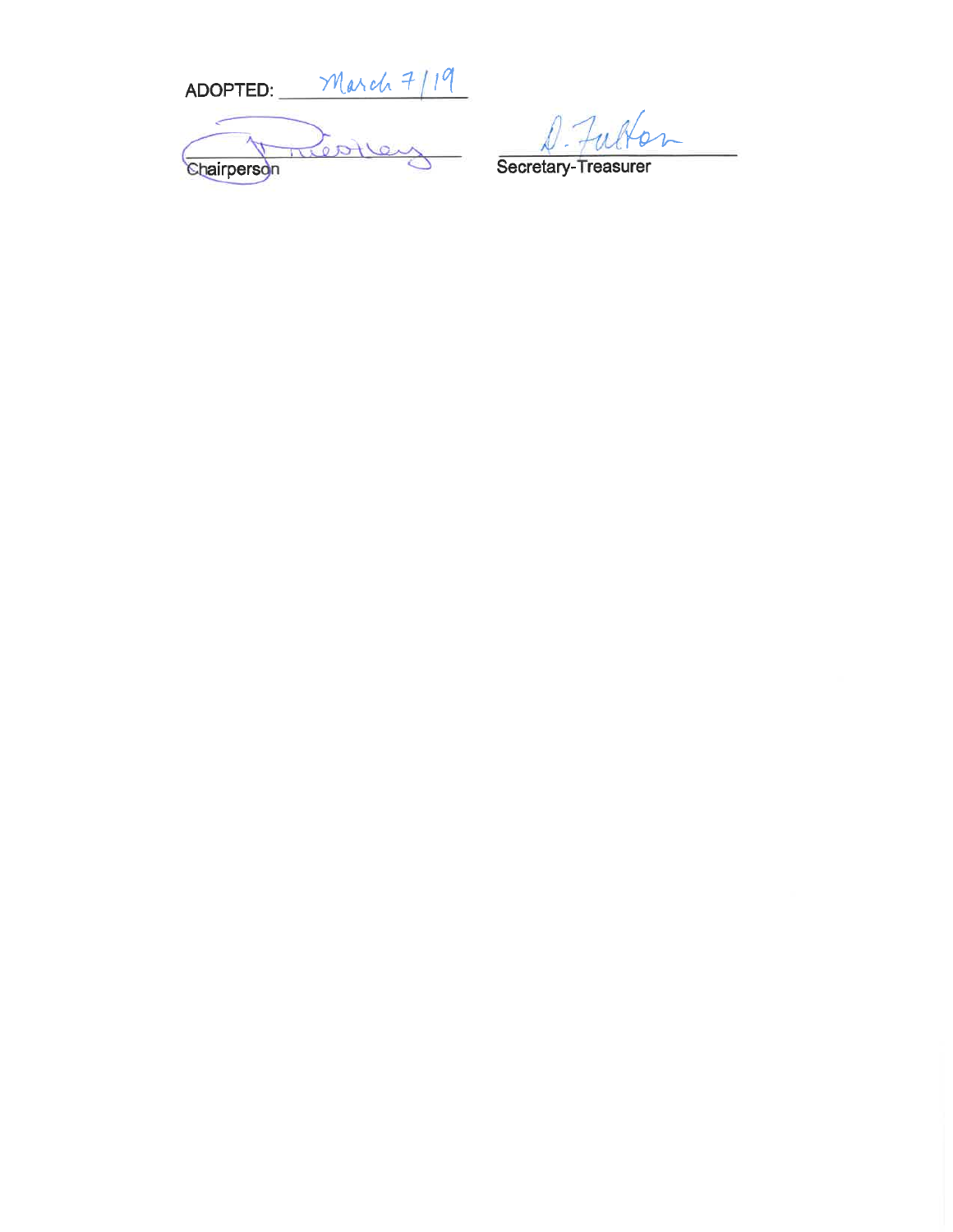ADOPTED: March 7/19

Chairperson

D. Fulton

Secretary-Treasurer